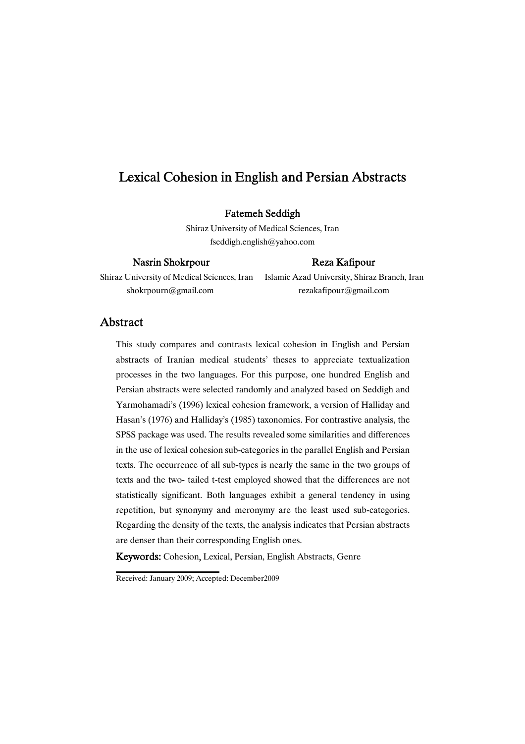# Lexical Cohesion in English and Persian Abstracts

**Fatemeh Seddigh**
Shiraz University of Medical Sciences, Iran
fseddigh.english@yahoo.com

**Nasrin Shokrpour**
Shiraz University of Medical Sciences, Iran
shokrpourn@gmail.com

**Reza Kafipour**
Islamic Azad University, Shiraz Branch, Iran
rezakafipour@gmail.com

## Abstract

This study compares and contrasts lexical cohesion in English and Persian abstracts of Iranian medical students' theses to appreciate textualization processes in the two languages. For this purpose, one hundred English and Persian abstracts were selected randomly and analyzed based on Seddigh and Yarmohamadi's (1996) lexical cohesion framework, a version of Halliday and Hasan's (1976) and Halliday's (1985) taxonomies. For contrastive analysis, the SPSS package was used. The results revealed some similarities and differences in the use of lexical cohesion sub-categories in the parallel English and Persian texts. The occurrence of all sub-types is nearly the same in the two groups of texts and the two- tailed t-test employed showed that the differences are not statistically significant. Both languages exhibit a general tendency in using repetition, but synonymy and meronymy are the least used sub-categories. Regarding the density of the texts, the analysis indicates that Persian abstracts are denser than their corresponding English ones.

**Keywords:** Cohesion, Lexical, Persian, English Abstracts, Genre

Received: January 2009; Accepted: December2009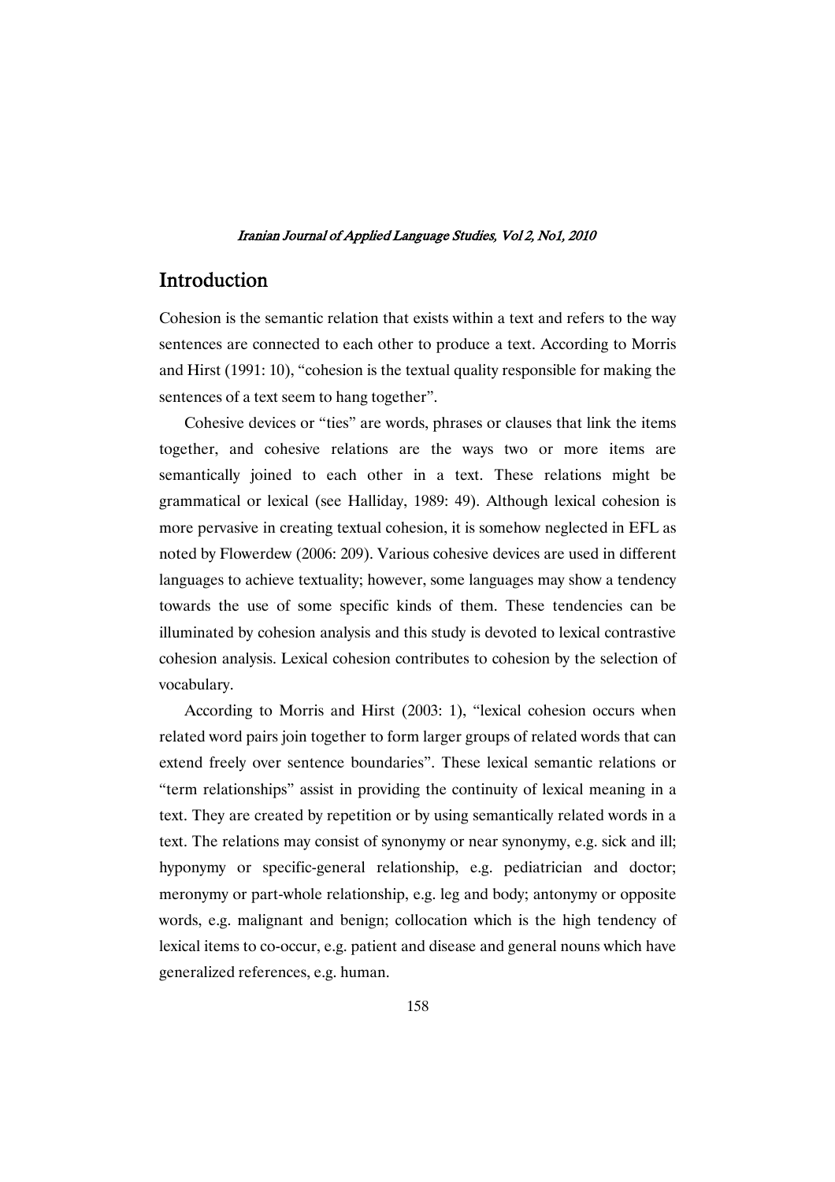## Introduction

Cohesion is the semantic relation that exists within a text and refers to the way sentences are connected to each other to produce a text. According to Morris and Hirst (1991: 10), "cohesion is the textual quality responsible for making the sentences of a text seem to hang together".

Cohesive devices or "ties" are words, phrases or clauses that link the items together, and cohesive relations are the ways two or more items are semantically joined to each other in a text. These relations might be grammatical or lexical (see Halliday, 1989: 49). Although lexical cohesion is more pervasive in creating textual cohesion, it is somehow neglected in EFL as noted by Flowerdew (2006: 209). Various cohesive devices are used in different languages to achieve textuality; however, some languages may show a tendency towards the use of some specific kinds of them. These tendencies can be illuminated by cohesion analysis and this study is devoted to lexical contrastive cohesion analysis. Lexical cohesion contributes to cohesion by the selection of vocabulary.

According to Morris and Hirst (2003: 1), "lexical cohesion occurs when related word pairs join together to form larger groups of related words that can extend freely over sentence boundaries". These lexical semantic relations or "term relationships" assist in providing the continuity of lexical meaning in a text. They are created by repetition or by using semantically related words in a text. The relations may consist of synonymy or near synonymy, e.g. sick and ill; hyponymy or specific-general relationship, e.g. pediatrician and doctor; meronymy or part-whole relationship, e.g. leg and body; antonymy or opposite words, e.g. malignant and benign; collocation which is the high tendency of lexical items to co-occur, e.g. patient and disease and general nouns which have generalized references, e.g. human.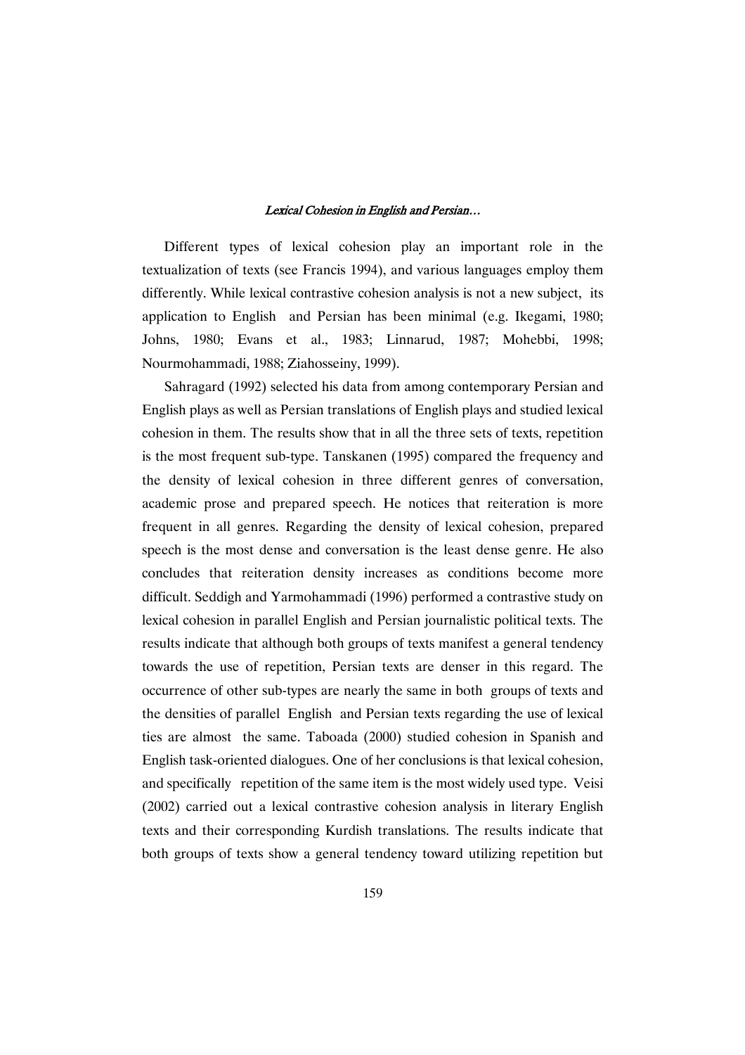Different types of lexical cohesion play an important role in the textualization of texts (see Francis 1994), and various languages employ them differently. While lexical contrastive cohesion analysis is not a new subject, its application to English and Persian has been minimal (e.g. Ikegami, 1980; Johns, 1980; Evans et al., 1983; Linnarud, 1987; Mohebbi, 1998; Nourmohammadi, 1988; Ziahosseiny, 1999).

Sahragard (1992) selected his data from among contemporary Persian and English plays as well as Persian translations of English plays and studied lexical cohesion in them. The results show that in all the three sets of texts, repetition is the most frequent sub-type. Tanskanen (1995) compared the frequency and the density of lexical cohesion in three different genres of conversation, academic prose and prepared speech. He notices that reiteration is more frequent in all genres. Regarding the density of lexical cohesion, prepared speech is the most dense and conversation is the least dense genre. He also concludes that reiteration density increases as conditions become more difficult. Seddigh and Yarmohammadi (1996) performed a contrastive study on lexical cohesion in parallel English and Persian journalistic political texts. The results indicate that although both groups of texts manifest a general tendency towards the use of repetition, Persian texts are denser in this regard. The occurrence of other sub-types are nearly the same in both groups of texts and the densities of parallel English and Persian texts regarding the use of lexical ties are almost the same. Taboada (2000) studied cohesion in Spanish and English task-oriented dialogues. One of her conclusions is that lexical cohesion, and specifically repetition of the same item is the most widely used type. Veisi (2002) carried out a lexical contrastive cohesion analysis in literary English texts and their corresponding Kurdish translations. The results indicate that both groups of texts show a general tendency toward utilizing repetition but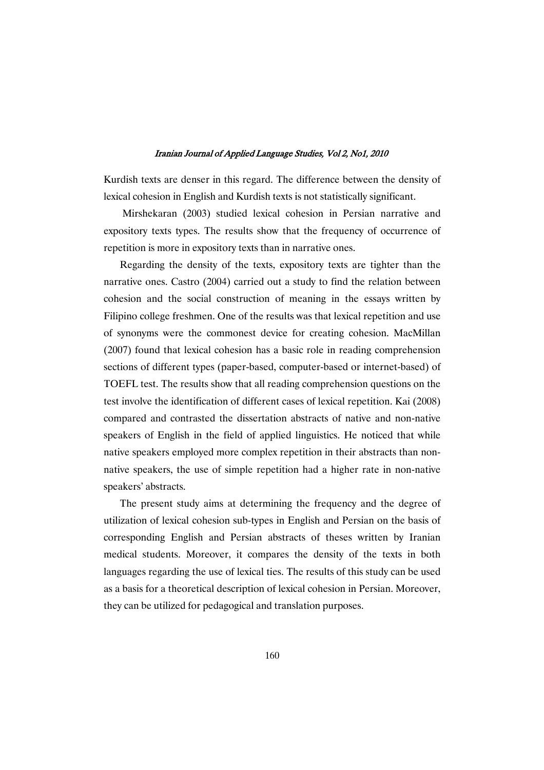Kurdish texts are denser in this regard. The difference between the density of lexical cohesion in English and Kurdish texts is not statistically significant.

Mirshekaran (2003) studied lexical cohesion in Persian narrative and expository texts types. The results show that the frequency of occurrence of repetition is more in expository texts than in narrative ones.

Regarding the density of the texts, expository texts are tighter than the narrative ones. Castro (2004) carried out a study to find the relation between cohesion and the social construction of meaning in the essays written by Filipino college freshmen. One of the results was that lexical repetition and use of synonyms were the commonest device for creating cohesion. MacMillan (2007) found that lexical cohesion has a basic role in reading comprehension sections of different types (paper-based, computer-based or internet-based) of TOEFL test. The results show that all reading comprehension questions on the test involve the identification of different cases of lexical repetition. Kai (2008) compared and contrasted the dissertation abstracts of native and non-native speakers of English in the field of applied linguistics. He noticed that while native speakers employed more complex repetition in their abstracts than non-native speakers, the use of simple repetition had a higher rate in non-native speakers' abstracts.

The present study aims at determining the frequency and the degree of utilization of lexical cohesion sub-types in English and Persian on the basis of corresponding English and Persian abstracts of theses written by Iranian medical students. Moreover, it compares the density of the texts in both languages regarding the use of lexical ties. The results of this study can be used as a basis for a theoretical description of lexical cohesion in Persian. Moreover, they can be utilized for pedagogical and translation purposes.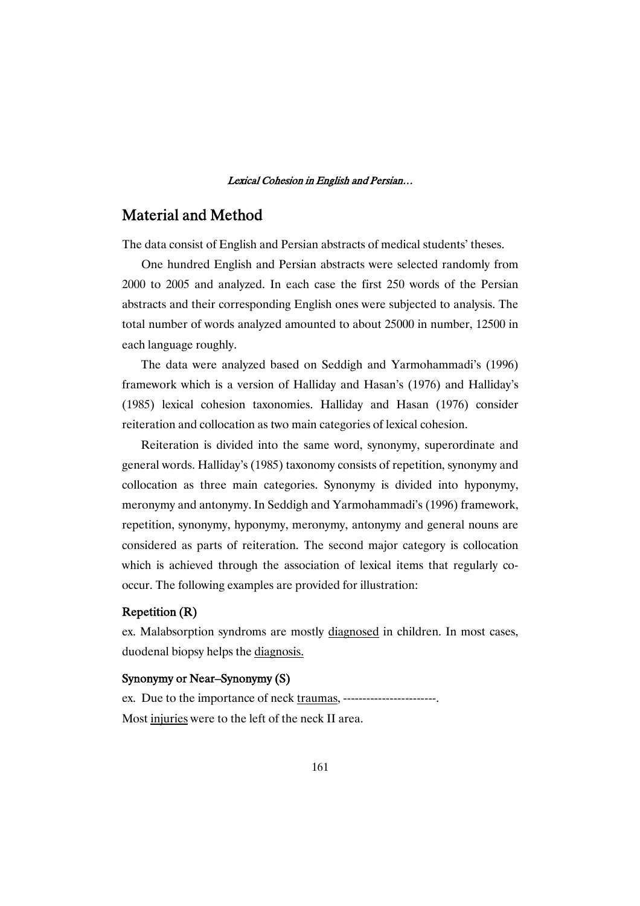## Material and Method

The data consist of English and Persian abstracts of medical students' theses.

One hundred English and Persian abstracts were selected randomly from 2000 to 2005 and analyzed. In each case the first 250 words of the Persian abstracts and their corresponding English ones were subjected to analysis. The total number of words analyzed amounted to about 25000 in number, 12500 in each language roughly.

The data were analyzed based on Seddigh and Yarmohammadi's (1996) framework which is a version of Halliday and Hasan's (1976) and Halliday's (1985) lexical cohesion taxonomies. Halliday and Hasan (1976) consider reiteration and collocation as two main categories of lexical cohesion.

Reiteration is divided into the same word, synonymy, superordinate and general words. Halliday's (1985) taxonomy consists of repetition, synonymy and collocation as three main categories. Synonymy is divided into hyponymy, meronymy and antonymy. In Seddigh and Yarmohammadi's (1996) framework, repetition, synonymy, hyponymy, meronymy, antonymy and general nouns are considered as parts of reiteration. The second major category is collocation which is achieved through the association of lexical items that regularly co-occur. The following examples are provided for illustration:

### Repetition (R)

ex. Malabsorption syndroms are mostly <u>diagnosed</u> in children. In most cases, duodenal biopsy helps the <u>diagnosis.</u>

### Synonymy or Near–Synonymy (S)

ex. Due to the importance of neck <u>traumas</u>, ------------------------.
Most <u>injuries</u> were to the left of the neck II area.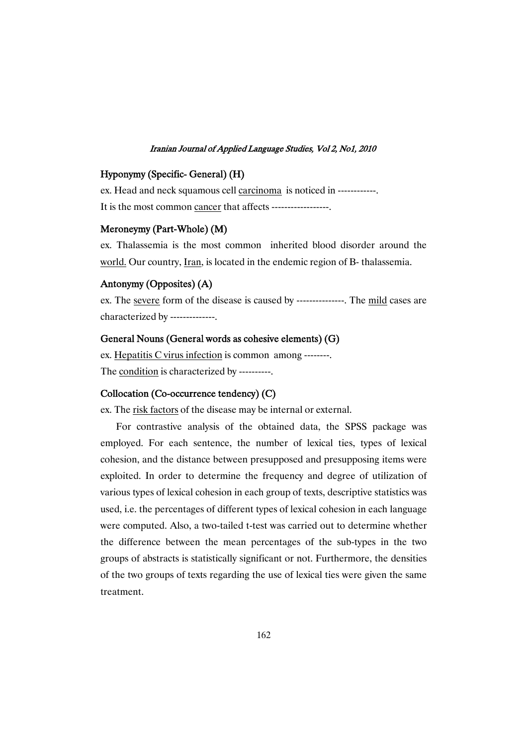### Hyponymy (Specific- General) (H)

ex. Head and neck squamous cell <u>carcinoma</u> is noticed in ------------.
It is the most common <u>cancer</u> that affects ------------------.

### Meroneymy (Part-Whole) (M)

ex. Thalassemia is the most common inherited blood disorder around the <u>world.</u> Our country, <u>Iran</u>, is located in the endemic region of B- thalassemia.

### Antonymy (Opposites) (A)

ex. The <u>severe</u> form of the disease is caused by ---------------. The <u>mild</u> cases are characterized by --------------.

### General Nouns (General words as cohesive elements) (G)

ex. <u>Hepatitis C virus infection</u> is common among --------.
The <u>condition</u> is characterized by ----------.

### Collocation (Co-occurrence tendency) (C)

ex. The <u>risk factors</u> of the disease may be internal or external.

For contrastive analysis of the obtained data, the SPSS package was employed. For each sentence, the number of lexical ties, types of lexical cohesion, and the distance between presupposed and presupposing items were exploited. In order to determine the frequency and degree of utilization of various types of lexical cohesion in each group of texts, descriptive statistics was used, i.e. the percentages of different types of lexical cohesion in each language were computed. Also, a two-tailed t-test was carried out to determine whether the difference between the mean percentages of the sub-types in the two groups of abstracts is statistically significant or not. Furthermore, the densities of the two groups of texts regarding the use of lexical ties were given the same treatment.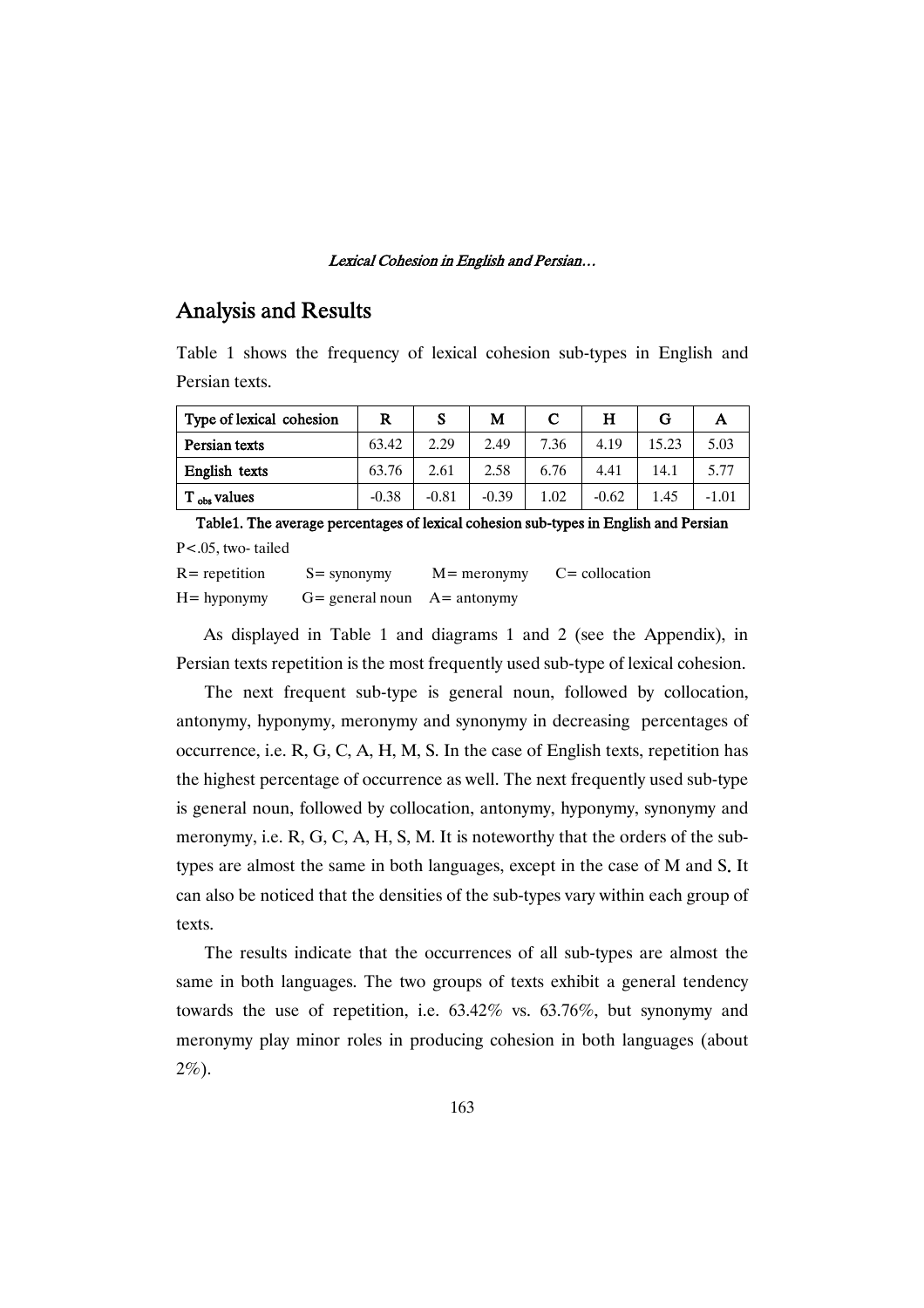## Analysis and Results

Table 1 shows the frequency of lexical cohesion sub-types in English and Persian texts.

| Type of lexical cohesion | R | S | M | C | H | G | A |
|---|---|---|---|---|---|---|---|
| Persian texts | 63.42 | 2.29 | 2.49 | 7.36 | 4.19 | 15.23 | 5.03 |
| English texts | 63.76 | 2.61 | 2.58 | 6.76 | 4.41 | 14.1 | 5.77 |
| $T_{obs}$ values | -0.38 | -0.81 | -0.39 | 1.02 | -0.62 | 1.45 | -1.01 |

**Table1. The average percentages of lexical cohesion sub-types in English and Persian**

$P<.05$, two- tailed

R= repetition S= synonymy M= meronymy C= collocation

H= hyponymy G= general noun A= antonymy

As displayed in Table 1 and diagrams 1 and 2 (see the Appendix), in Persian texts repetition is the most frequently used sub-type of lexical cohesion.

The next frequent sub-type is general noun, followed by collocation, antonymy, hyponymy, meronymy and synonymy in decreasing percentages of occurrence, i.e. R, G, C, A, H, M, S. In the case of English texts, repetition has the highest percentage of occurrence as well. The next frequently used sub-type is general noun, followed by collocation, antonymy, hyponymy, synonymy and meronymy, i.e. R, G, C, A, H, S, M. It is noteworthy that the orders of the sub-types are almost the same in both languages, except in the case of M and S. It can also be noticed that the densities of the sub-types vary within each group of texts.

The results indicate that the occurrences of all sub-types are almost the same in both languages. The two groups of texts exhibit a general tendency towards the use of repetition, i.e. 63.42% vs. 63.76%, but synonymy and meronymy play minor roles in producing cohesion in both languages (about 2%).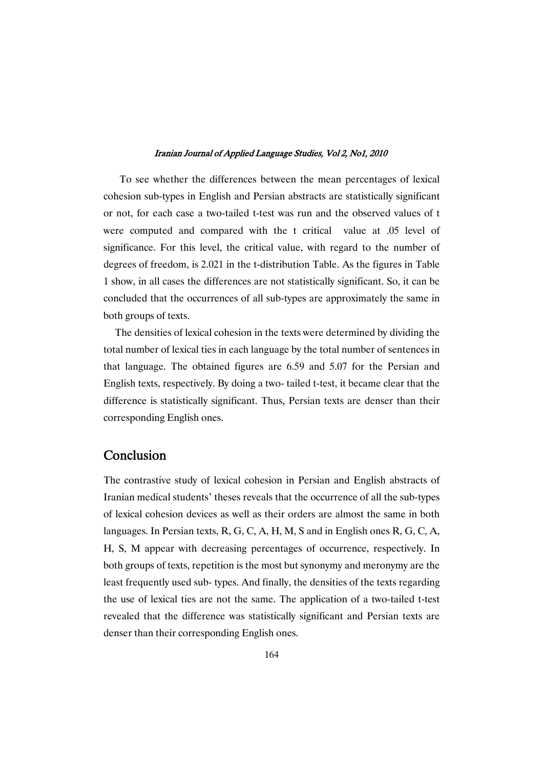To see whether the differences between the mean percentages of lexical cohesion sub-types in English and Persian abstracts are statistically significant or not, for each case a two-tailed t-test was run and the observed values of t were computed and compared with the t critical value at .05 level of significance. For this level, the critical value, with regard to the number of degrees of freedom, is 2.021 in the t-distribution Table. As the figures in Table 1 show, in all cases the differences are not statistically significant. So, it can be concluded that the occurrences of all sub-types are approximately the same in both groups of texts.

The densities of lexical cohesion in the texts were determined by dividing the total number of lexical ties in each language by the total number of sentences in that language. The obtained figures are 6.59 and 5.07 for the Persian and English texts, respectively. By doing a two- tailed t-test, it became clear that the difference is statistically significant. Thus, Persian texts are denser than their corresponding English ones.

## Conclusion

The contrastive study of lexical cohesion in Persian and English abstracts of Iranian medical students' theses reveals that the occurrence of all the sub-types of lexical cohesion devices as well as their orders are almost the same in both languages. In Persian texts, R, G, C, A, H, M, S and in English ones R, G, C, A, H, S, M appear with decreasing percentages of occurrence, respectively. In both groups of texts, repetition is the most but synonymy and meronymy are the least frequently used sub- types. And finally, the densities of the texts regarding the use of lexical ties are not the same. The application of a two-tailed t-test revealed that the difference was statistically significant and Persian texts are denser than their corresponding English ones.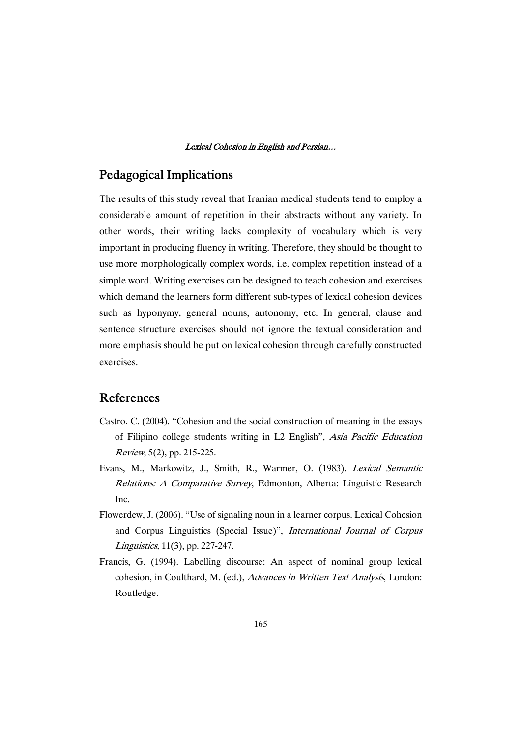## Pedagogical Implications

The results of this study reveal that Iranian medical students tend to employ a considerable amount of repetition in their abstracts without any variety. In other words, their writing lacks complexity of vocabulary which is very important in producing fluency in writing. Therefore, they should be thought to use more morphologically complex words, i.e. complex repetition instead of a simple word. Writing exercises can be designed to teach cohesion and exercises which demand the learners form different sub-types of lexical cohesion devices such as hyponymy, general nouns, autonomy, etc. In general, clause and sentence structure exercises should not ignore the textual consideration and more emphasis should be put on lexical cohesion through carefully constructed exercises.

## References

Castro, C. (2004). "Cohesion and the social construction of meaning in the essays of Filipino college students writing in L2 English", *Asia Pacific Education Review*, 5(2), pp. 215-225.

Evans, M., Markowitz, J., Smith, R., Warmer, O. (1983). *Lexical Semantic Relations: A Comparative Survey*, Edmonton, Alberta: Linguistic Research Inc.

Flowerdew, J. (2006). "Use of signaling noun in a learner corpus. Lexical Cohesion and Corpus Linguistics (Special Issue)", *International Journal of Corpus Linguistics,* 11(3), pp. 227-247.

Francis, G. (1994). Labelling discourse: An aspect of nominal group lexical cohesion, in Coulthard, M. (ed.), *Advances in Written Text Analysis*, London: Routledge.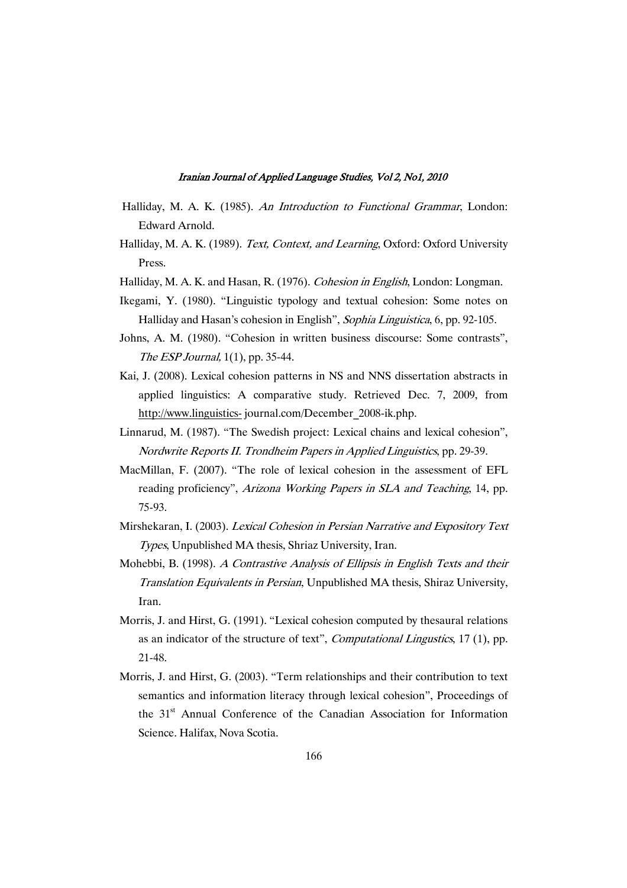Halliday, M. A. K. (1985). *An Introduction to Functional Grammar*, London: Edward Arnold.

Halliday, M. A. K. (1989). *Text, Context, and Learning*, Oxford: Oxford University Press.

Halliday, M. A. K. and Hasan, R. (1976). *Cohesion in English*, London: Longman.

Ikegami, Y. (1980). "Linguistic typology and textual cohesion: Some notes on Halliday and Hasan's cohesion in English", *Sophia Linguistica*, 6, pp. 92-105.

Johns, A. M. (1980). "Cohesion in written business discourse: Some contrasts", *The ESP Journal,* 1(1), pp. 35-44.

Kai, J. (2008). Lexical cohesion patterns in NS and NNS dissertation abstracts in applied linguistics: A comparative study. Retrieved Dec. 7, 2009, from http://www.linguistics- journal.com/December_2008-ik.php.

Linnarud, M. (1987). "The Swedish project: Lexical chains and lexical cohesion", *Nordwrite Reports II. Trondheim Papers in Applied Linguistics*, pp. 29-39.

MacMillan, F. (2007). "The role of lexical cohesion in the assessment of EFL reading proficiency", *Arizona Working Papers in SLA and Teaching*, 14, pp. 75-93.

Mirshekaran, I. (2003). *Lexical Cohesion in Persian Narrative and Expository Text Types*, Unpublished MA thesis, Shriaz University, Iran.

Mohebbi, B. (1998). *A Contrastive Analysis of Ellipsis in English Texts and their Translation Equivalents in Persian*, Unpublished MA thesis, Shiraz University, Iran.

Morris, J. and Hirst, G. (1991). "Lexical cohesion computed by thesaural relations as an indicator of the structure of text", *Computational Lingustics*, 17 (1), pp. 21-48.

Morris, J. and Hirst, G. (2003). "Term relationships and their contribution to text semantics and information literacy through lexical cohesion", Proceedings of the 31st Annual Conference of the Canadian Association for Information Science. Halifax, Nova Scotia.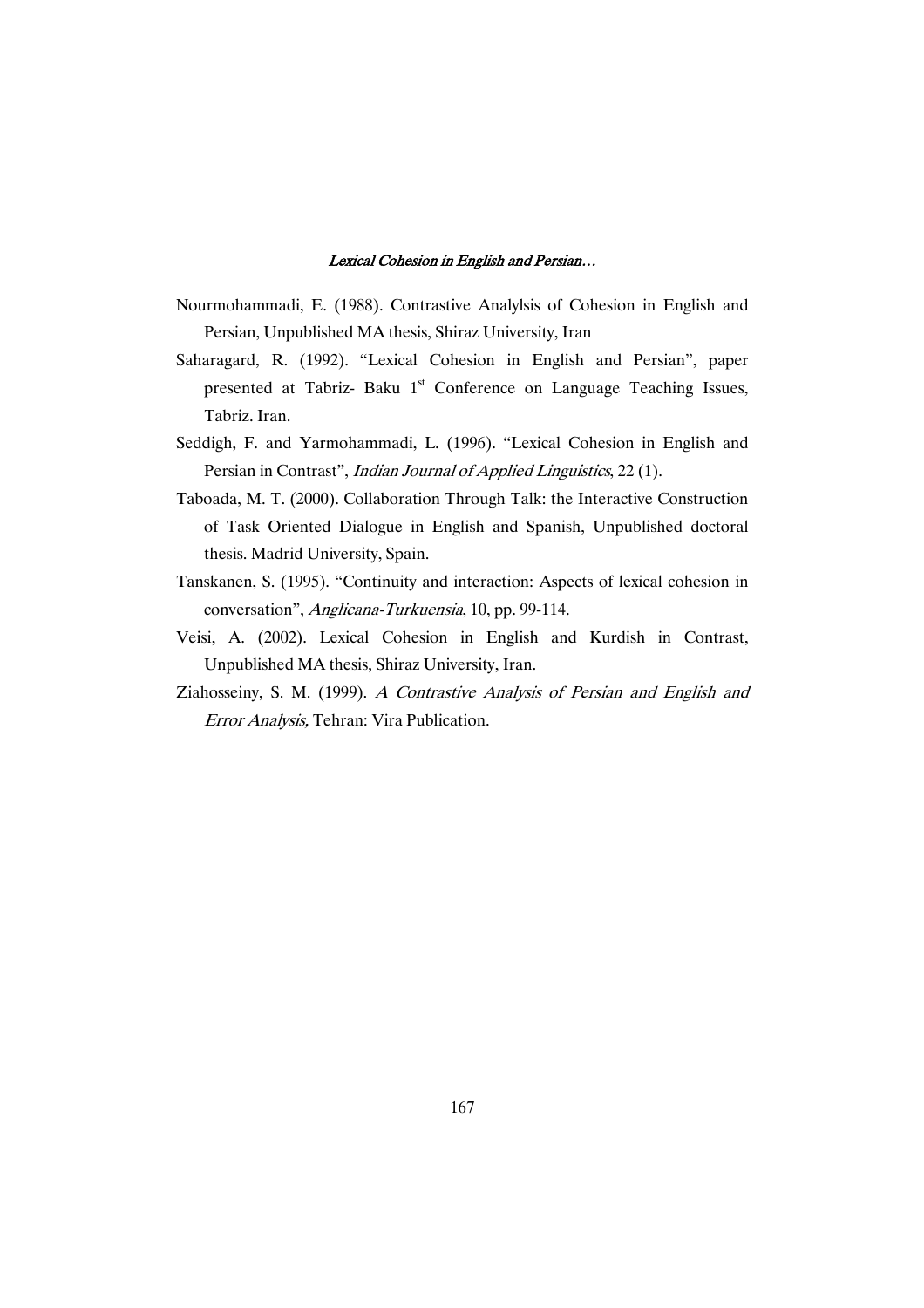Nourmohammadi, E. (1988). Contrastive Analylsis of Cohesion in English and Persian, Unpublished MA thesis, Shiraz University, Iran

Saharagard, R. (1992). "Lexical Cohesion in English and Persian", paper presented at Tabriz- Baku 1st Conference on Language Teaching Issues, Tabriz. Iran.

Seddigh, F. and Yarmohammadi, L. (1996). "Lexical Cohesion in English and Persian in Contrast", *Indian Journal of Applied Linguistics*, 22 (1).

Taboada, M. T. (2000). Collaboration Through Talk: the Interactive Construction of Task Oriented Dialogue in English and Spanish, Unpublished doctoral thesis. Madrid University, Spain.

Tanskanen, S. (1995). "Continuity and interaction: Aspects of lexical cohesion in conversation", *Anglicana-Turkuensia*, 10, pp. 99-114.

Veisi, A. (2002). Lexical Cohesion in English and Kurdish in Contrast, Unpublished MA thesis, Shiraz University, Iran.

Ziahosseiny, S. M. (1999). *A Contrastive Analysis of Persian and English and Error Analysis,* Tehran: Vira Publication.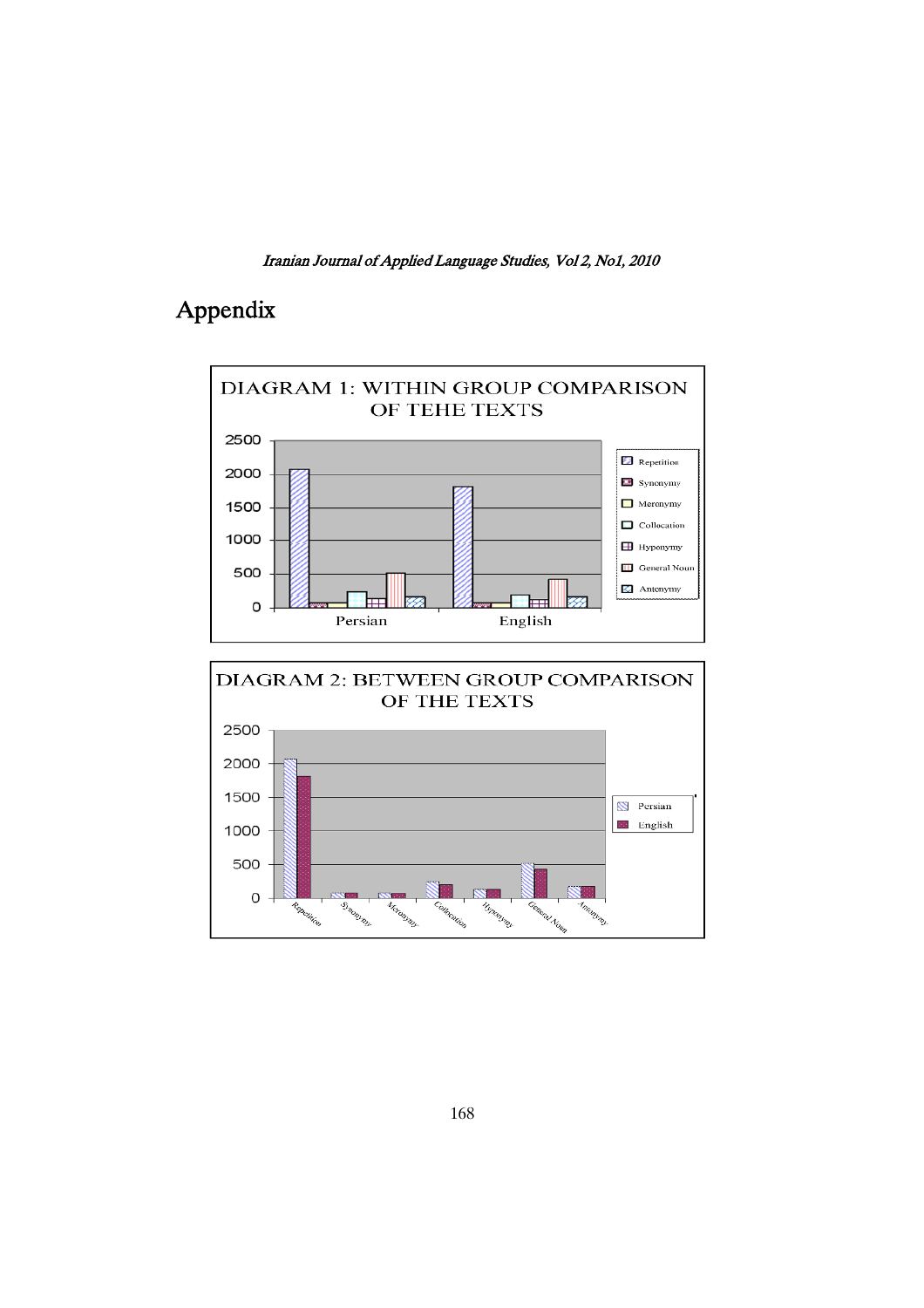# Appendix

DIAGRAM 1: WITHIN GROUP COMPARISON OF TEHE TEXTS

2500
2000
1500
1000
500
0

Persian
English

Repetition
Synonymy
Meronymy
Collocation
Hyponymy
General Noun
Antonymy

DIAGRAM 2: BETWEEN GROUP COMPARISON OF THE TEXTS

2500
2000
1500
1000
500
0

Repetition
Synonymy
Meronymy
Collocation
Hyponymy
General Noun
Antonymy

Persian
English